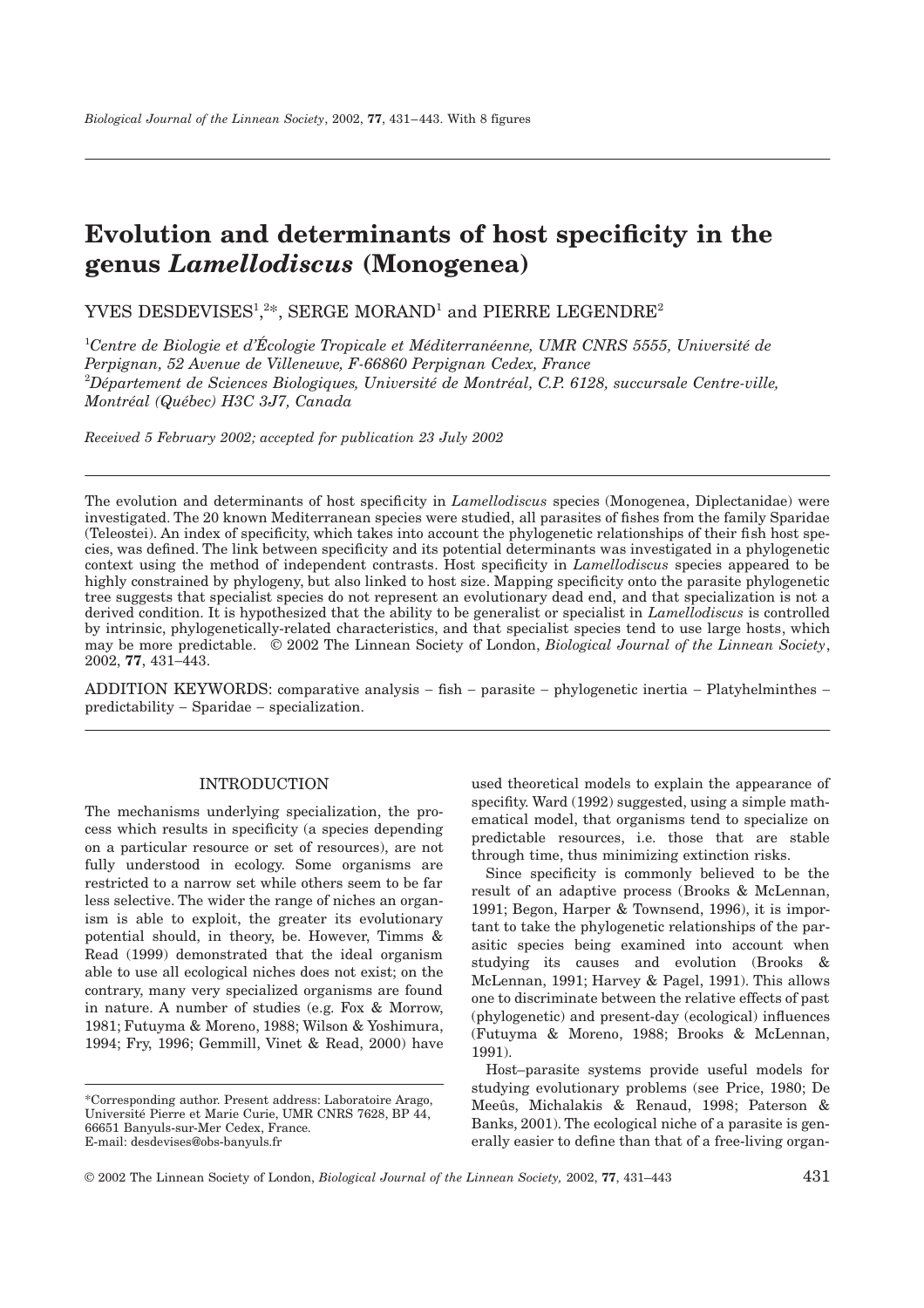# Evolution and determinants of host specificity in the genus *Lamellodiscus* (Monogenea)

YVES DESDEVISES[1,2]*, SERGE MORAND[1] and PIERRE LEGENDRE[2]

[1]*Centre de Biologie et d'Écologie Tropicale et Méditerranéenne, UMR CNRS 5555, Université de Perpignan, 52 Avenue de Villeneuve, F-66860 Perpignan Cedex, France*
[2]*Département de Sciences Biologiques, Université de Montréal, C.P. 6128, succursale Centre-ville, Montréal (Québec) H3C 3J7, Canada*

*Received 5 February 2002; accepted for publication 23 July 2002*

The evolution and determinants of host specificity in *Lamellodiscus* species (Monogenea, Diplectanidae) were investigated. The 20 known Mediterranean species were studied, all parasites of fishes from the family Sparidae (Teleostei). An index of specificity, which takes into account the phylogenetic relationships of their fish host species, was defined. The link between specificity and its potential determinants was investigated in a phylogenetic context using the method of independent contrasts. Host specificity in *Lamellodiscus* species appeared to be highly constrained by phylogeny, but also linked to host size. Mapping specificity onto the parasite phylogenetic tree suggests that specialist species do not represent an evolutionary dead end, and that specialization is not a derived condition. It is hypothesized that the ability to be generalist or specialist in *Lamellodiscus* is controlled by intrinsic, phylogenetically-related characteristics, and that specialist species tend to use large hosts, which may be more predictable. © 2002 The Linnean Society of London, *Biological Journal of the Linnean Society*, 2002, **77**, 431–443.

ADDITION KEYWORDS: comparative analysis – fish – parasite – phylogenetic inertia – Platyhelminthes – predictability – Sparidae – specialization.

## INTRODUCTION

The mechanisms underlying specialization, the process which results in specificity (a species depending on a particular resource or set of resources), are not fully understood in ecology. Some organisms are restricted to a narrow set while others seem to be far less selective. The wider the range of niches an organism is able to exploit, the greater its evolutionary potential should, in theory, be. However, Timms & Read (1999) demonstrated that the ideal organism able to use all ecological niches does not exist; on the contrary, many very specialized organisms are found in nature. A number of studies (e.g. Fox & Morrow, 1981; Futuyma & Moreno, 1988; Wilson & Yoshimura, 1994; Fry, 1996; Gemmill, Vinet & Read, 2000) have used theoretical models to explain the appearance of specifity. Ward (1992) suggested, using a simple mathematical model, that organisms tend to specialize on predictable resources, i.e. those that are stable through time, thus minimizing extinction risks.

Since specificity is commonly believed to be the result of an adaptive process (Brooks & McLennan, 1991; Begon, Harper & Townsend, 1996), it is important to take the phylogenetic relationships of the parasitic species being examined into account when studying its causes and evolution (Brooks & McLennan, 1991; Harvey & Pagel, 1991). This allows one to discriminate between the relative effects of past (phylogenetic) and present-day (ecological) influences (Futuyma & Moreno, 1988; Brooks & McLennan, 1991).

Host–parasite systems provide useful models for studying evolutionary problems (see Price, 1980; De Meeûs, Michalakis & Renaud, 1998; Paterson & Banks, 2001). The ecological niche of a parasite is generally easier to define than that of a free-living organ-

*Corresponding author. Present address: Laboratoire Arago, Université Pierre et Marie Curie, UMR CNRS 7628, BP 44, 66651 Banyuls-sur-Mer Cedex, France.
E-mail: desdevises@obs-banyuls.fr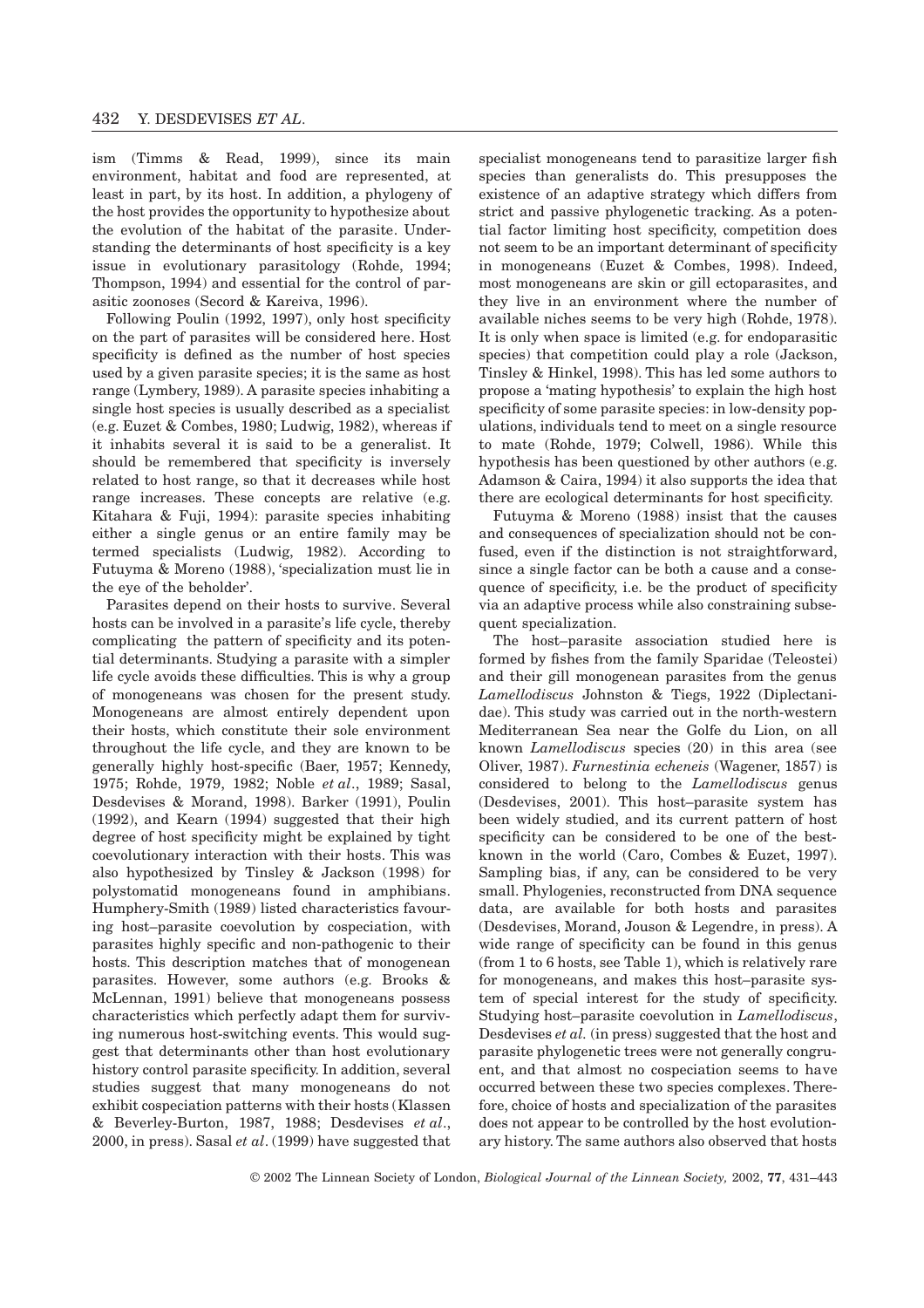ism (Timms & Read, 1999), since its main environment, habitat and food are represented, at least in part, by its host. In addition, a phylogeny of the host provides the opportunity to hypothesize about the evolution of the habitat of the parasite. Understanding the determinants of host specificity is a key issue in evolutionary parasitology (Rohde, 1994; Thompson, 1994) and essential for the control of parasitic zoonoses (Secord & Kareiva, 1996).

Following Poulin (1992, 1997), only host specificity on the part of parasites will be considered here. Host specificity is defined as the number of host species used by a given parasite species; it is the same as host range (Lymbery, 1989). A parasite species inhabiting a single host species is usually described as a specialist (e.g. Euzet & Combes, 1980; Ludwig, 1982), whereas if it inhabits several it is said to be a generalist. It should be remembered that specificity is inversely related to host range, so that it decreases while host range increases. These concepts are relative (e.g. Kitahara & Fuji, 1994): parasite species inhabiting either a single genus or an entire family may be termed specialists (Ludwig, 1982). According to Futuyma & Moreno (1988), 'specialization must lie in the eye of the beholder'.

Parasites depend on their hosts to survive. Several hosts can be involved in a parasite's life cycle, thereby complicating the pattern of specificity and its potential determinants. Studying a parasite with a simpler life cycle avoids these difficulties. This is why a group of monogeneans was chosen for the present study. Monogeneans are almost entirely dependent upon their hosts, which constitute their sole environment throughout the life cycle, and they are known to be generally highly host-specific (Baer, 1957; Kennedy, 1975; Rohde, 1979, 1982; Noble *et al*., 1989; Sasal, Desdevises & Morand, 1998). Barker (1991), Poulin (1992), and Kearn (1994) suggested that their high degree of host specificity might be explained by tight coevolutionary interaction with their hosts. This was also hypothesized by Tinsley & Jackson (1998) for polystomatid monogeneans found in amphibians. Humphery-Smith (1989) listed characteristics favouring host–parasite coevolution by cospeciation, with parasites highly specific and non-pathogenic to their hosts. This description matches that of monogenean parasites. However, some authors (e.g. Brooks & McLennan, 1991) believe that monogeneans possess characteristics which perfectly adapt them for surviving numerous host-switching events. This would suggest that determinants other than host evolutionary history control parasite specificity. In addition, several studies suggest that many monogeneans do not exhibit cospeciation patterns with their hosts (Klassen & Beverley-Burton, 1987, 1988; Desdevises *et al*., 2000, in press). Sasal *et al*. (1999) have suggested that specialist monogeneans tend to parasitize larger fish species than generalists do. This presupposes the existence of an adaptive strategy which differs from strict and passive phylogenetic tracking. As a potential factor limiting host specificity, competition does not seem to be an important determinant of specificity in monogeneans (Euzet & Combes, 1998). Indeed, most monogeneans are skin or gill ectoparasites, and they live in an environment where the number of available niches seems to be very high (Rohde, 1978). It is only when space is limited (e.g. for endoparasitic species) that competition could play a role (Jackson, Tinsley & Hinkel, 1998). This has led some authors to propose a 'mating hypothesis' to explain the high host specificity of some parasite species: in low-density populations, individuals tend to meet on a single resource to mate (Rohde, 1979; Colwell, 1986). While this hypothesis has been questioned by other authors (e.g. Adamson & Caira, 1994) it also supports the idea that there are ecological determinants for host specificity.

Futuyma & Moreno (1988) insist that the causes and consequences of specialization should not be confused, even if the distinction is not straightforward, since a single factor can be both a cause and a consequence of specificity, i.e. be the product of specificity via an adaptive process while also constraining subsequent specialization.

The host–parasite association studied here is formed by fishes from the family Sparidae (Teleostei) and their gill monogenean parasites from the genus *Lamellodiscus* Johnston & Tiegs, 1922 (Diplectanidae). This study was carried out in the north-western Mediterranean Sea near the Golfe du Lion, on all known *Lamellodiscus* species (20) in this area (see Oliver, 1987). *Furnestinia echeneis* (Wagener, 1857) is considered to belong to the *Lamellodiscus* genus (Desdevises, 2001). This host–parasite system has been widely studied, and its current pattern of host specificity can be considered to be one of the best-known in the world (Caro, Combes & Euzet, 1997). Sampling bias, if any, can be considered to be very small. Phylogenies, reconstructed from DNA sequence data, are available for both hosts and parasites (Desdevises, Morand, Jouson & Legendre, in press). A wide range of specificity can be found in this genus (from 1 to 6 hosts, see Table 1), which is relatively rare for monogeneans, and makes this host–parasite system of special interest for the study of specificity. Studying host–parasite coevolution in *Lamellodiscus*, Desdevises *et al.* (in press) suggested that the host and parasite phylogenetic trees were not generally congruent, and that almost no cospeciation seems to have occurred between these two species complexes. Therefore, choice of hosts and specialization of the parasites does not appear to be controlled by the host evolutionary history. The same authors also observed that hosts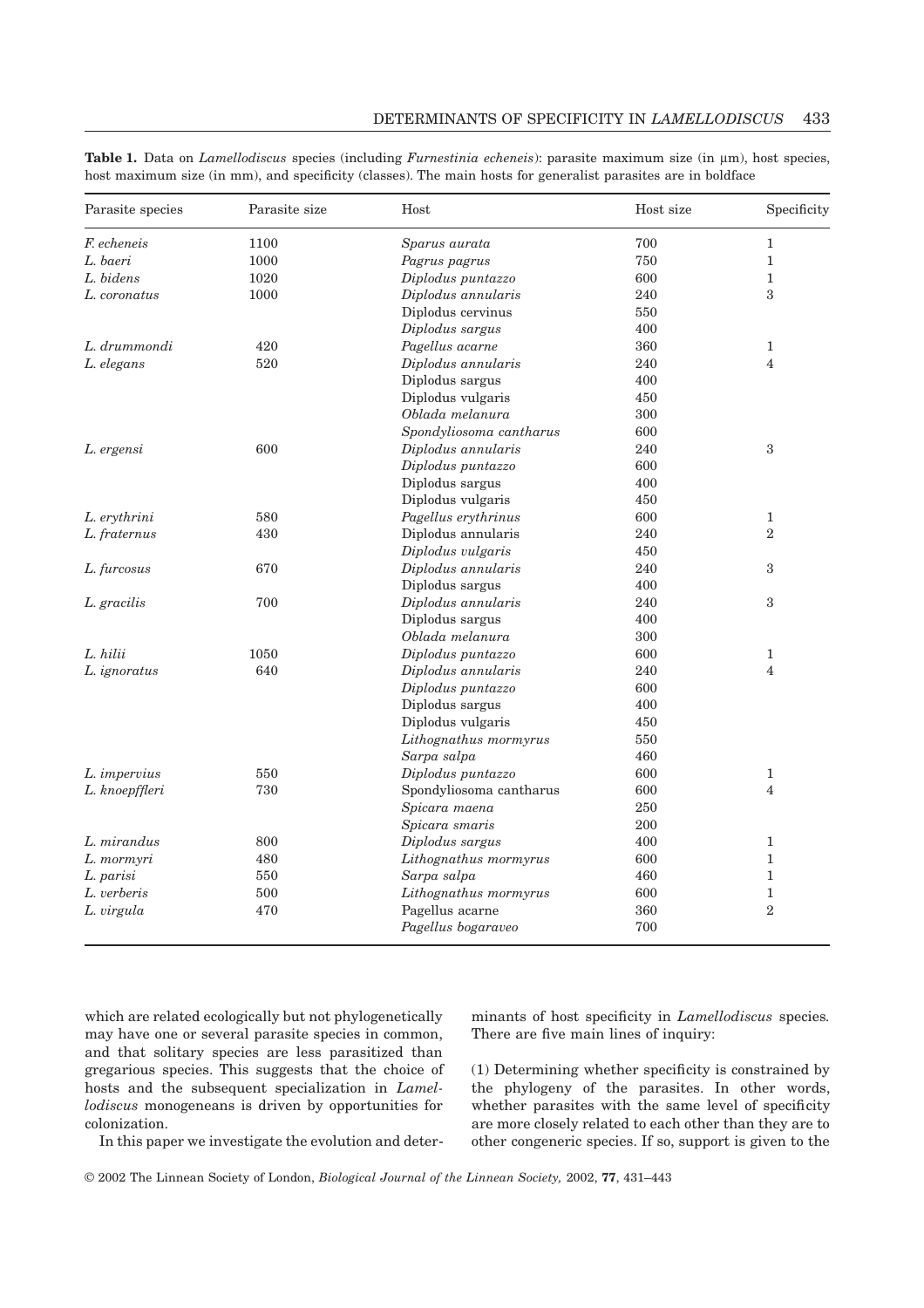**Table 1.** Data on *Lamellodiscus* species (including *Furnestinia echeneis*): parasite maximum size (in µm), host species, host maximum size (in mm), and specificity (classes). The main hosts for generalist parasites are in boldface

| Parasite species | Parasite size | Host | Host size | Specificity |
|---|---|---|---|---|
| *F. echeneis* | 1100 | *Sparus aurata* | 700 | 1 |
| *L. baeri* | 1000 | *Pagrus pagrus* | 750 | 1 |
| *L. bidens* | 1020 | *Diplodus puntazzo* | 600 | 1 |
| *L. coronatus* | 1000 | *Diplodus annularis* | 240 | 3 |
| | | Diplodus cervinus | 550 | |
| | | *Diplodus sargus* | 400 | |
| *L. drummondi* | 420 | *Pagellus acarne* | 360 | 1 |
| *L. elegans* | 520 | *Diplodus annularis* | 240 | 4 |
| | | Diplodus sargus | 400 | |
| | | Diplodus vulgaris | 450 | |
| | | *Oblada melanura* | 300 | |
| | | *Spondyliosoma cantharus* | 600 | |
| *L. ergensi* | 600 | *Diplodus annularis* | 240 | 3 |
| | | *Diplodus puntazzo* | 600 | |
| | | Diplodus sargus | 400 | |
| | | Diplodus vulgaris | 450 | |
| *L. erythrini* | 580 | *Pagellus erythrinus* | 600 | 1 |
| *L. fraternus* | 430 | Diplodus annularis | 240 | 2 |
| | | *Diplodus vulgaris* | 450 | |
| *L. furcosus* | 670 | *Diplodus annularis* | 240 | 3 |
| | | Diplodus sargus | 400 | |
| *L. gracilis* | 700 | *Diplodus annularis* | 240 | 3 |
| | | Diplodus sargus | 400 | |
| | | *Oblada melanura* | 300 | |
| *L. hilii* | 1050 | *Diplodus puntazzo* | 600 | 1 |
| *L. ignoratus* | 640 | *Diplodus annularis* | 240 | 4 |
| | | *Diplodus puntazzo* | 600 | |
| | | Diplodus sargus | 400 | |
| | | Diplodus vulgaris | 450 | |
| | | *Lithognathus mormyrus* | 550 | |
| | | *Sarpa salpa* | 460 | |
| *L. impervius* | 550 | *Diplodus puntazzo* | 600 | 1 |
| *L. knoepffleri* | 730 | Spondyliosoma cantharus | 600 | 4 |
| | | *Spicara maena* | 250 | |
| | | *Spicara smaris* | 200 | |
| *L. mirandus* | 800 | *Diplodus sargus* | 400 | 1 |
| *L. mormyri* | 480 | *Lithognathus mormyrus* | 600 | 1 |
| *L. parisi* | 550 | *Sarpa salpa* | 460 | 1 |
| *L. verberis* | 500 | *Lithognathus mormyrus* | 600 | 1 |
| *L. virgula* | 470 | Pagellus acarne | 360 | 2 |
| | | *Pagellus bogaraveo* | 700 | |

which are related ecologically but not phylogenetically may have one or several parasite species in common, and that solitary species are less parasitized than gregarious species. This suggests that the choice of hosts and the subsequent specialization in *Lamellodiscus* monogeneans is driven by opportunities for colonization.

In this paper we investigate the evolution and determinants of host specificity in *Lamellodiscus* species. There are five main lines of inquiry:

(1) Determining whether specificity is constrained by the phylogeny of the parasites. In other words, whether parasites with the same level of specificity are more closely related to each other than they are to other congeneric species. If so, support is given to the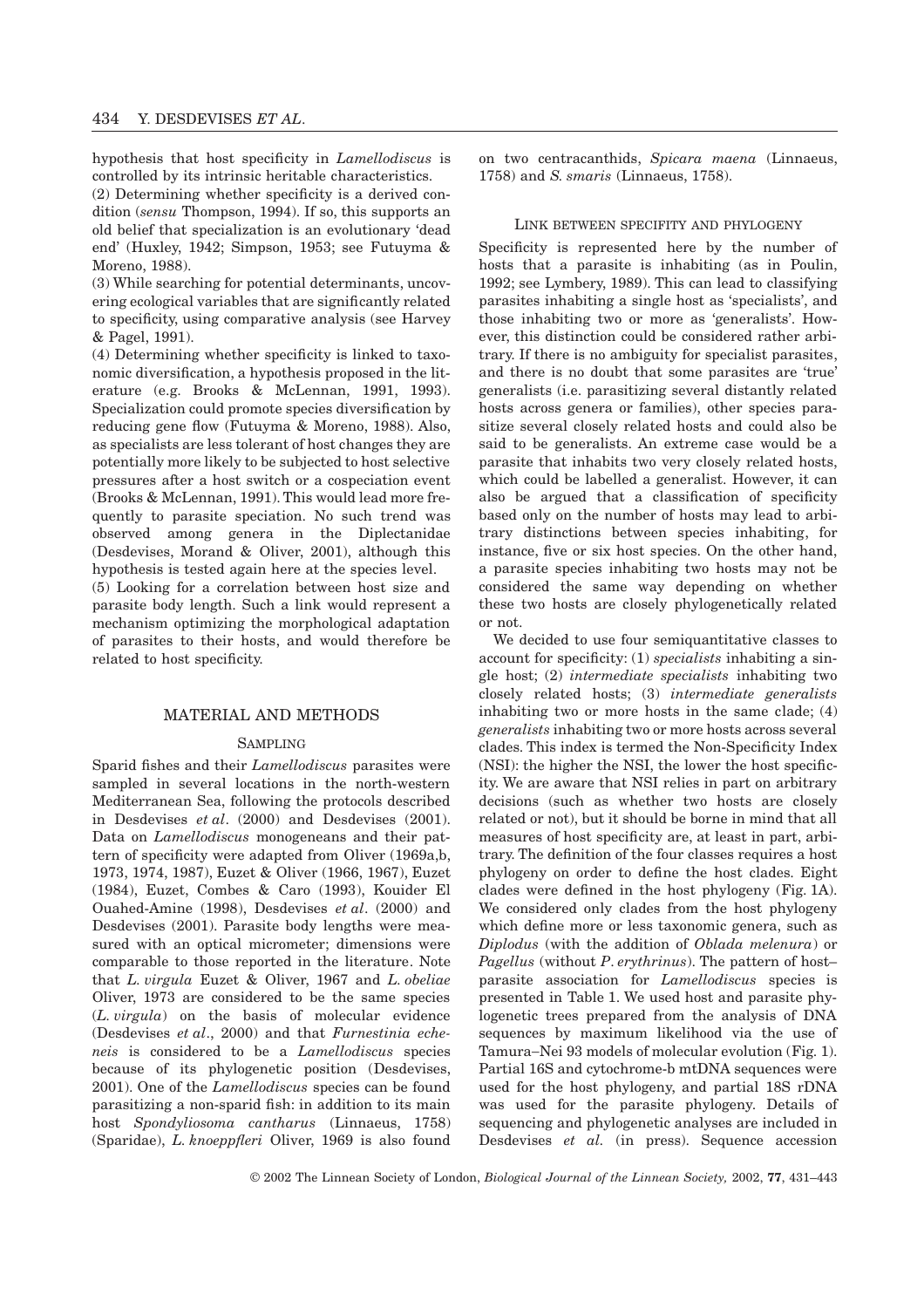hypothesis that host specificity in *Lamellodiscus* is controlled by its intrinsic heritable characteristics.

(2) Determining whether specificity is a derived condition (*sensu* Thompson, 1994). If so, this supports an old belief that specialization is an evolutionary 'dead end' (Huxley, 1942; Simpson, 1953; see Futuyma & Moreno, 1988).

(3) While searching for potential determinants, uncovering ecological variables that are significantly related to specificity, using comparative analysis (see Harvey & Pagel, 1991).

(4) Determining whether specificity is linked to taxonomic diversification, a hypothesis proposed in the literature (e.g. Brooks & McLennan, 1991, 1993). Specialization could promote species diversification by reducing gene flow (Futuyma & Moreno, 1988). Also, as specialists are less tolerant of host changes they are potentially more likely to be subjected to host selective pressures after a host switch or a cospeciation event (Brooks & McLennan, 1991). This would lead more frequently to parasite speciation. No such trend was observed among genera in the Diplectanidae (Desdevises, Morand & Oliver, 2001), although this hypothesis is tested again here at the species level.

(5) Looking for a correlation between host size and parasite body length. Such a link would represent a mechanism optimizing the morphological adaptation of parasites to their hosts, and would therefore be related to host specificity.

## MATERIAL AND METHODS

### SAMPLING

Sparid fishes and their *Lamellodiscus* parasites were sampled in several locations in the north-western Mediterranean Sea, following the protocols described in Desdevises *et al*. (2000) and Desdevises (2001). Data on *Lamellodiscus* monogeneans and their pattern of specificity were adapted from Oliver (1969a,b, 1973, 1974, 1987), Euzet & Oliver (1966, 1967), Euzet (1984), Euzet, Combes & Caro (1993), Kouider El Ouahed-Amine (1998), Desdevises *et al*. (2000) and Desdevises (2001). Parasite body lengths were measured with an optical micrometer; dimensions were comparable to those reported in the literature. Note that *L. virgula* Euzet & Oliver, 1967 and *L. obeliae* Oliver, 1973 are considered to be the same species (*L. virgula*) on the basis of molecular evidence (Desdevises *et al*., 2000) and that *Furnestinia echeneis* is considered to be a *Lamellodiscus* species because of its phylogenetic position (Desdevises, 2001). One of the *Lamellodiscus* species can be found parasitizing a non-sparid fish: in addition to its main host *Spondyliosoma cantharus* (Linnaeus, 1758) (Sparidae), *L. knoeppfleri* Oliver, 1969 is also found on two centracanthids, *Spicara maena* (Linnaeus, 1758) and *S. smaris* (Linnaeus, 1758).

### LINK BETWEEN SPECIFITY AND PHYLOGENY

Specificity is represented here by the number of hosts that a parasite is inhabiting (as in Poulin, 1992; see Lymbery, 1989). This can lead to classifying parasites inhabiting a single host as 'specialists', and those inhabiting two or more as 'generalists'. However, this distinction could be considered rather arbitrary. If there is no ambiguity for specialist parasites, and there is no doubt that some parasites are 'true' generalists (i.e. parasitizing several distantly related hosts across genera or families), other species parasitize several closely related hosts and could also be said to be generalists. An extreme case would be a parasite that inhabits two very closely related hosts, which could be labelled a generalist. However, it can also be argued that a classification of specificity based only on the number of hosts may lead to arbitrary distinctions between species inhabiting, for instance, five or six host species. On the other hand, a parasite species inhabiting two hosts may not be considered the same way depending on whether these two hosts are closely phylogenetically related or not.

We decided to use four semiquantitative classes to account for specificity: (1) *specialists* inhabiting a single host; (2) *intermediate specialists* inhabiting two closely related hosts; (3) *intermediate generalists* inhabiting two or more hosts in the same clade; (4) *generalists* inhabiting two or more hosts across several clades. This index is termed the Non-Specificity Index (NSI): the higher the NSI, the lower the host specificity. We are aware that NSI relies in part on arbitrary decisions (such as whether two hosts are closely related or not), but it should be borne in mind that all measures of host specificity are, at least in part, arbitrary. The definition of the four classes requires a host phylogeny on order to define the host clades. Eight clades were defined in the host phylogeny (Fig. 1A). We considered only clades from the host phylogeny which define more or less taxonomic genera, such as *Diplodus* (with the addition of *Oblada melenura*) or *Pagellus* (without *P. erythrinus*). The pattern of host–parasite association for *Lamellodiscus* species is presented in Table 1. We used host and parasite phylogenetic trees prepared from the analysis of DNA sequences by maximum likelihood via the use of Tamura–Nei 93 models of molecular evolution (Fig. 1). Partial 16S and cytochrome-b mtDNA sequences were used for the host phylogeny, and partial 18S rDNA was used for the parasite phylogeny. Details of sequencing and phylogenetic analyses are included in Desdevises *et al.* (in press). Sequence accession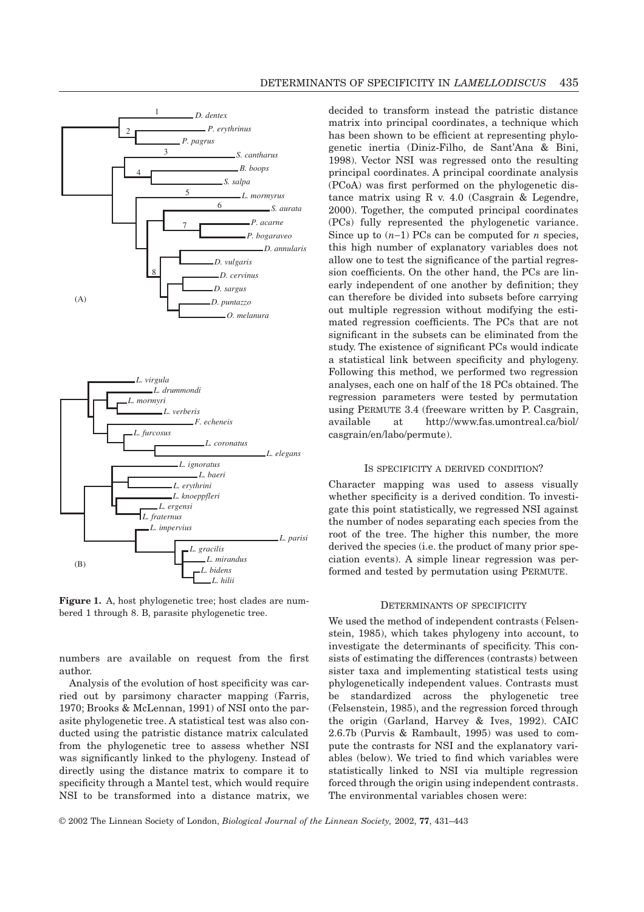**Figure 1.** A, host phylogenetic tree; host clades are numbered 1 through 8. B, parasite phylogenetic tree.

numbers are available on request from the first author.

Analysis of the evolution of host specificity was carried out by parsimony character mapping (Farris, 1970; Brooks & McLennan, 1991) of NSI onto the parasite phylogenetic tree. A statistical test was also conducted using the patristic distance matrix calculated from the phylogenetic tree to assess whether NSI was significantly linked to the phylogeny. Instead of directly using the distance matrix to compare it to specificity through a Mantel test, which would require NSI to be transformed into a distance matrix, we decided to transform instead the patristic distance matrix into principal coordinates, a technique which has been shown to be efficient at representing phylogenetic inertia (Diniz-Filho, de Sant'Ana & Bini, 1998). Vector NSI was regressed onto the resulting principal coordinates. A principal coordinate analysis (PCoA) was first performed on the phylogenetic distance matrix using R v. 4.0 (Casgrain & Legendre, 2000). Together, the computed principal coordinates (PCs) fully represented the phylogenetic variance. Since up to $(n-1)$ PCs can be computed for $n$ species, this high number of explanatory variables does not allow one to test the significance of the partial regression coefficients. On the other hand, the PCs are linearly independent of one another by definition; they can therefore be divided into subsets before carrying out multiple regression without modifying the estimated regression coefficients. The PCs that are not significant in the subsets can be eliminated from the study. The existence of significant PCs would indicate a statistical link between specificity and phylogeny. Following this method, we performed two regression analyses, each one on half of the 18 PCs obtained. The regression parameters were tested by permutation using PERMUTE 3.4 (freeware written by P. Casgrain, available at http://www.fas.umontreal.ca/biol/casgrain/en/labo/permute).

## IS SPECIFICITY A DERIVED CONDITION?

Character mapping was used to assess visually whether specificity is a derived condition. To investigate this point statistically, we regressed NSI against the number of nodes separating each species from the root of the tree. The higher this number, the more derived the species (i.e. the product of many prior speciation events). A simple linear regression was performed and tested by permutation using PERMUTE.

## DETERMINANTS OF SPECIFICITY

We used the method of independent contrasts (Felsenstein, 1985), which takes phylogeny into account, to investigate the determinants of specificity. This consists of estimating the differences (contrasts) between sister taxa and implementing statistical tests using phylogenetically independent values. Contrasts must be standardized across the phylogenetic tree (Felsenstein, 1985), and the regression forced through the origin (Garland, Harvey & Ives, 1992). CAIC 2.6.7b (Purvis & Rambault, 1995) was used to compute the contrasts for NSI and the explanatory variables (below). We tried to find which variables were statistically linked to NSI via multiple regression forced through the origin using independent contrasts. The environmental variables chosen were: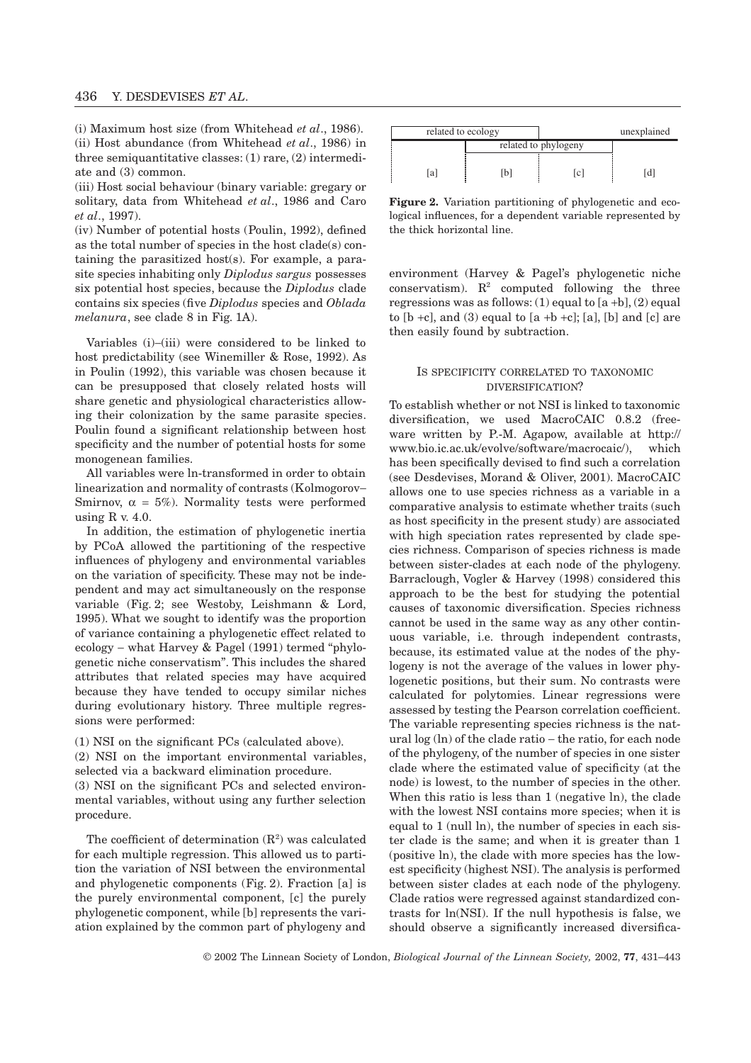(i) Maximum host size (from Whitehead *et al*., 1986).
(ii) Host abundance (from Whitehead *et al*., 1986) in three semiquantitative classes: (1) rare, (2) intermediate and (3) common.
(iii) Host social behaviour (binary variable: gregary or solitary, data from Whitehead *et al*., 1986 and Caro *et al*., 1997).
(iv) Number of potential hosts (Poulin, 1992), defined as the total number of species in the host clade(s) containing the parasitized host(s). For example, a parasite species inhabiting only *Diplodus sargus* possesses six potential host species, because the *Diplodus* clade contains six species (five *Diplodus* species and *Oblada melanura*, see clade 8 in Fig. 1A).

Variables (i)–(iii) were considered to be linked to host predictability (see Winemiller & Rose, 1992). As in Poulin (1992), this variable was chosen because it can be presupposed that closely related hosts will share genetic and physiological characteristics allowing their colonization by the same parasite species. Poulin found a significant relationship between host specificity and the number of potential hosts for some monogenean families.

All variables were ln-transformed in order to obtain linearization and normality of contrasts (Kolmogorov–Smirnov, $\alpha = 5\%$). Normality tests were performed using R v. 4.0.

In addition, the estimation of phylogenetic inertia by PCoA allowed the partitioning of the respective influences of phylogeny and environmental variables on the variation of specificity. These may not be independent and may act simultaneously on the response variable (Fig. 2; see Westoby, Leishmann & Lord, 1995). What we sought to identify was the proportion of variance containing a phylogenetic effect related to ecology – what Harvey & Pagel (1991) termed "phylogenetic niche conservatism". This includes the shared attributes that related species may have acquired because they have tended to occupy similar niches during evolutionary history. Three multiple regressions were performed:

(1) NSI on the significant PCs (calculated above).
(2) NSI on the important environmental variables, selected via a backward elimination procedure.
(3) NSI on the significant PCs and selected environmental variables, without using any further selection procedure.

The coefficient of determination ($R^2$) was calculated for each multiple regression. This allowed us to partition the variation of NSI between the environmental and phylogenetic components (Fig. 2). Fraction [a] is the purely environmental component, [c] the purely phylogenetic component, while [b] represents the variation explained by the common part of phylogeny and environment (Harvey & Pagel's phylogenetic niche conservatism). $R^2$ computed following the three regressions was as follows: (1) equal to [a +b], (2) equal to [b +c], and (3) equal to [a +b +c]; [a], [b] and [c] are then easily found by subtraction.

| related to ecology | | | unexplained |
|---|---|---|---|
| | related to phylogeny | | |
| [a] | [b] | [c] | [d] |

**Figure 2.** Variation partitioning of phylogenetic and ecological influences, for a dependent variable represented by the thick horizontal line.

## IS SPECIFICITY CORRELATED TO TAXONOMIC DIVERSIFICATION?

To establish whether or not NSI is linked to taxonomic diversification, we used MacroCAIC 0.8.2 (freeware written by P.-M. Agapow, available at http://www.bio.ic.ac.uk/evolve/software/macrocaic/), which has been specifically devised to find such a correlation (see Desdevises, Morand & Oliver, 2001). MacroCAIC allows one to use species richness as a variable in a comparative analysis to estimate whether traits (such as host specificity in the present study) are associated with high speciation rates represented by clade species richness. Comparison of species richness is made between sister-clades at each node of the phylogeny. Barraclough, Vogler & Harvey (1998) considered this approach to be the best for studying the potential causes of taxonomic diversification. Species richness cannot be used in the same way as any other continuous variable, i.e. through independent contrasts, because, its estimated value at the nodes of the phylogeny is not the average of the values in lower phylogenetic positions, but their sum. No contrasts were calculated for polytomies. Linear regressions were assessed by testing the Pearson correlation coefficient. The variable representing species richness is the natural log (ln) of the clade ratio – the ratio, for each node of the phylogeny, of the number of species in one sister clade where the estimated value of specificity (at the node) is lowest, to the number of species in the other. When this ratio is less than 1 (negative ln), the clade with the lowest NSI contains more species; when it is equal to 1 (null ln), the number of species in each sister clade is the same; and when it is greater than 1 (positive ln), the clade with more species has the lowest specificity (highest NSI). The analysis is performed between sister clades at each node of the phylogeny. Clade ratios were regressed against standardized contrasts for ln(NSI). If the null hypothesis is false, we should observe a significantly increased diversifica-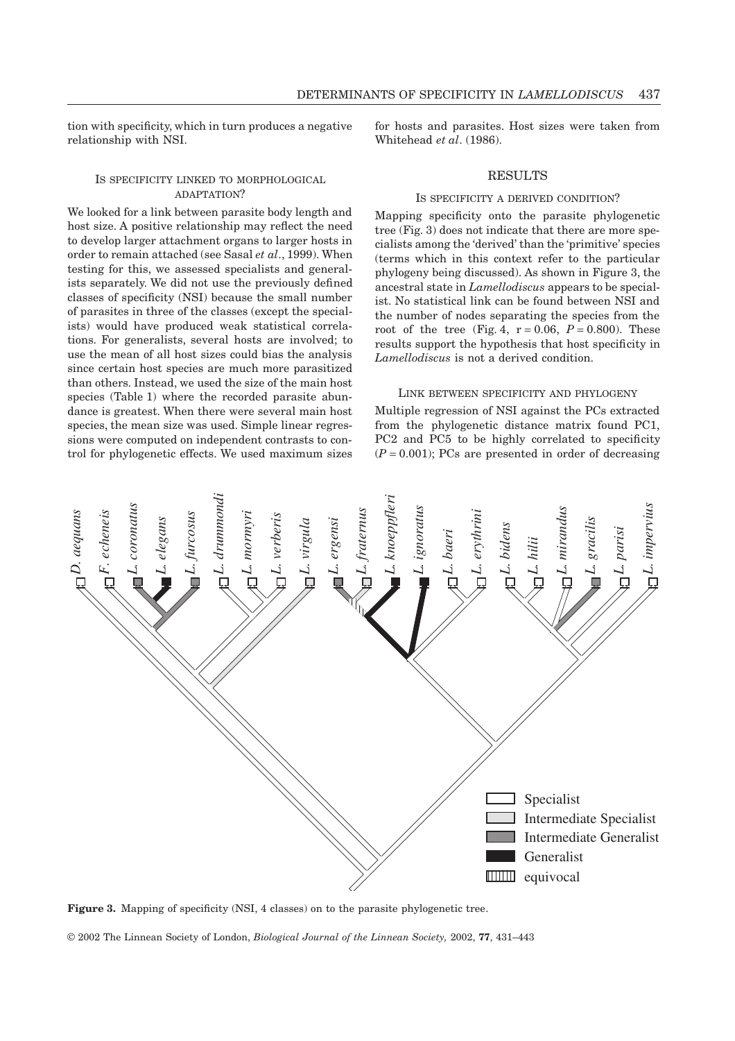tion with specificity, which in turn produces a negative relationship with NSI.

### IS SPECIFICITY LINKED TO MORPHOLOGICAL ADAPTATION?

We looked for a link between parasite body length and host size. A positive relationship may reflect the need to develop larger attachment organs to larger hosts in order to remain attached (see Sasal *et al*., 1999). When testing for this, we assessed specialists and generalists separately. We did not use the previously defined classes of specificity (NSI) because the small number of parasites in three of the classes (except the specialists) would have produced weak statistical correlations. For generalists, several hosts are involved; to use the mean of all host sizes could bias the analysis since certain host species are much more parasitized than others. Instead, we used the size of the main host species (Table 1) where the recorded parasite abundance is greatest. When there were several main host species, the mean size was used. Simple linear regressions were computed on independent contrasts to control for phylogenetic effects. We used maximum sizes for hosts and parasites. Host sizes were taken from Whitehead *et al*. (1986).

## RESULTS

### IS SPECIFICITY A DERIVED CONDITION?

Mapping specificity onto the parasite phylogenetic tree (Fig. 3) does not indicate that there are more specialists among the 'derived' than the 'primitive' species (terms which in this context refer to the particular phylogeny being discussed). As shown in Figure 3, the ancestral state in *Lamellodiscus* appears to be specialist. No statistical link can be found between NSI and the number of nodes separating the species from the root of the tree (Fig. 4, $r = 0.06$, $P = 0.800$). These results support the hypothesis that host specificity in *Lamellodiscus* is not a derived condition.

### LINK BETWEEN SPECIFICITY AND PHYLOGENY

Multiple regression of NSI against the PCs extracted from the phylogenetic distance matrix found PC1, PC2 and PC5 to be highly correlated to specificity ($P = 0.001$); PCs are presented in order of decreasing

**Figure 3.** Mapping of specificity (NSI, 4 classes) on to the parasite phylogenetic tree.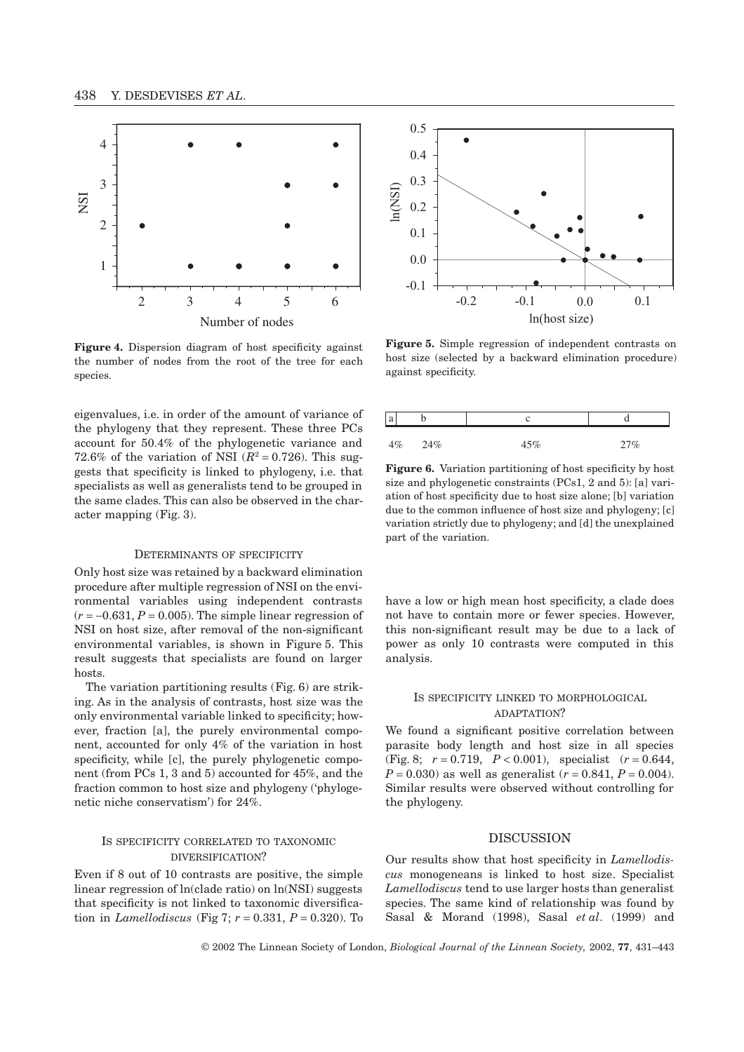**Figure 4.** Dispersion diagram of host specificity against the number of nodes from the root of the tree for each species.

**Figure 5.** Simple regression of independent contrasts on host size (selected by a backward elimination procedure) against specificity.

| a | b | c | d |
|---|---|---|---|
| 4% | 24% | 45% | 27% |

**Figure 6.** Variation partitioning of host specificity by host size and phylogenetic constraints (PCs1, 2 and 5): [a] variation of host specificity due to host size alone; [b] variation due to the common influence of host size and phylogeny; [c] variation strictly due to phylogeny; and [d] the unexplained part of the variation.

eigenvalues, i.e. in order of the amount of variance of the phylogeny that they represent. These three PCs account for 50.4% of the phylogenetic variance and 72.6% of the variation of NSI ($R^2 = 0.726$). This suggests that specificity is linked to phylogeny, i.e. that specialists as well as generalists tend to be grouped in the same clades. This can also be observed in the character mapping (Fig. 3).

## DETERMINANTS OF SPECIFICITY

Only host size was retained by a backward elimination procedure after multiple regression of NSI on the environmental variables using independent contrasts ($r = -0.631$, $P = 0.005$). The simple linear regression of NSI on host size, after removal of the non-significant environmental variables, is shown in Figure 5. This result suggests that specialists are found on larger hosts.

The variation partitioning results (Fig. 6) are striking. As in the analysis of contrasts, host size was the only environmental variable linked to specificity; however, fraction [a], the purely environmental component, accounted for only 4% of the variation in host specificity, while [c], the purely phylogenetic component (from PCs 1, 3 and 5) accounted for 45%, and the fraction common to host size and phylogeny ('phylogenetic niche conservatism') for 24%.

## IS SPECIFICITY CORRELATED TO TAXONOMIC DIVERSIFICATION?

Even if 8 out of 10 contrasts are positive, the simple linear regression of ln(clade ratio) on ln(NSI) suggests that specificity is not linked to taxonomic diversification in *Lamellodiscus* (Fig 7; $r = 0.331$, $P = 0.320$). To have a low or high mean host specificity, a clade does not have to contain more or fewer species. However, this non-significant result may be due to a lack of power as only 10 contrasts were computed in this analysis.

## IS SPECIFICITY LINKED TO MORPHOLOGICAL ADAPTATION?

We found a significant positive correlation between parasite body length and host size in all species (Fig. 8; $r = 0.719$, $P < 0.001$), specialist ($r = 0.644$, $P = 0.030$) as well as generalist ($r = 0.841$, $P = 0.004$). Similar results were observed without controlling for the phylogeny.

# DISCUSSION

Our results show that host specificity in *Lamellodiscus* monogeneans is linked to host size. Specialist *Lamellodiscus* tend to use larger hosts than generalist species. The same kind of relationship was found by Sasal & Morand (1998), Sasal *et al*. (1999) and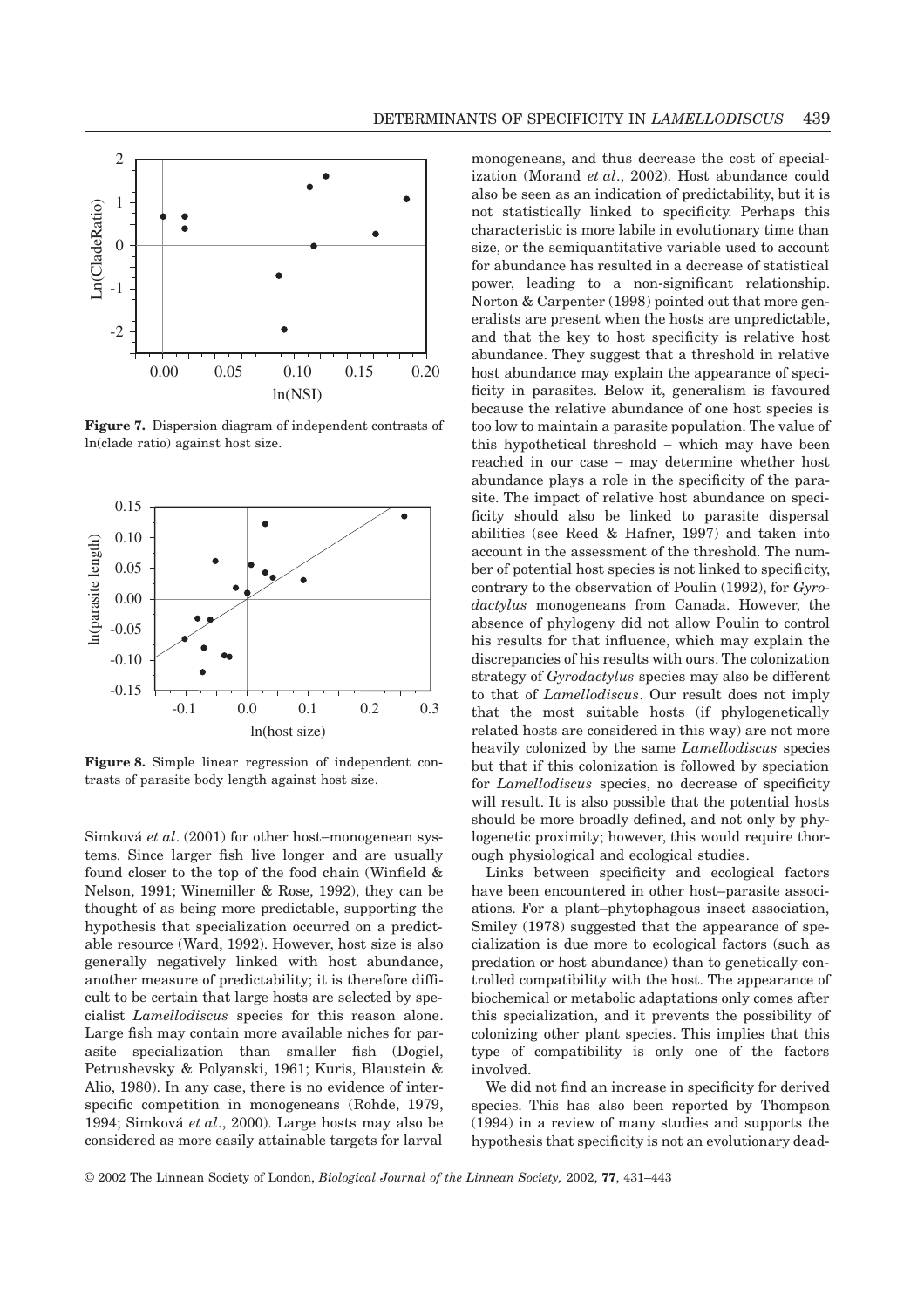2

1

0

-1

-2

Ln(CladeRatio)

0.00 0.05 0.10 0.15 0.20

ln(NSI)

**Figure 7.** Dispersion diagram of independent contrasts of ln(clade ratio) against host size.

0.15

0.10

0.05

0.00

-0.05

-0.10

-0.15

ln(parasite length)

-0.1 0.0 0.1 0.2 0.3

ln(host size)

**Figure 8.** Simple linear regression of independent contrasts of parasite body length against host size.

Simková *et al*. (2001) for other host–monogenean systems. Since larger fish live longer and are usually found closer to the top of the food chain (Winfield & Nelson, 1991; Winemiller & Rose, 1992), they can be thought of as being more predictable, supporting the hypothesis that specialization occurred on a predictable resource (Ward, 1992). However, host size is also generally negatively linked with host abundance, another measure of predictability; it is therefore difficult to be certain that large hosts are selected by specialist *Lamellodiscus* species for this reason alone. Large fish may contain more available niches for parasite specialization than smaller fish (Dogiel, Petrushevsky & Polyanski, 1961; Kuris, Blaustein & Alio, 1980). In any case, there is no evidence of interspecific competition in monogeneans (Rohde, 1979, 1994; Simková *et al*., 2000). Large hosts may also be considered as more easily attainable targets for larval monogeneans, and thus decrease the cost of specialization (Morand *et al*., 2002). Host abundance could also be seen as an indication of predictability, but it is not statistically linked to specificity. Perhaps this characteristic is more labile in evolutionary time than size, or the semiquantitative variable used to account for abundance has resulted in a decrease of statistical power, leading to a non-significant relationship. Norton & Carpenter (1998) pointed out that more generalists are present when the hosts are unpredictable, and that the key to host specificity is relative host abundance. They suggest that a threshold in relative host abundance may explain the appearance of specificity in parasites. Below it, generalism is favoured because the relative abundance of one host species is too low to maintain a parasite population. The value of this hypothetical threshold – which may have been reached in our case – may determine whether host abundance plays a role in the specificity of the parasite. The impact of relative host abundance on specificity should also be linked to parasite dispersal abilities (see Reed & Hafner, 1997) and taken into account in the assessment of the threshold. The number of potential host species is not linked to specificity, contrary to the observation of Poulin (1992), for *Gyrodactylus* monogeneans from Canada. However, the absence of phylogeny did not allow Poulin to control his results for that influence, which may explain the discrepancies of his results with ours. The colonization strategy of *Gyrodactylus* species may also be different to that of *Lamellodiscus*. Our result does not imply that the most suitable hosts (if phylogenetically related hosts are considered in this way) are not more heavily colonized by the same *Lamellodiscus* species but that if this colonization is followed by speciation for *Lamellodiscus* species, no decrease of specificity will result. It is also possible that the potential hosts should be more broadly defined, and not only by phylogenetic proximity; however, this would require thorough physiological and ecological studies.

Links between specificity and ecological factors have been encountered in other host–parasite associations. For a plant–phytophagous insect association, Smiley (1978) suggested that the appearance of specialization is due more to ecological factors (such as predation or host abundance) than to genetically controlled compatibility with the host. The appearance of biochemical or metabolic adaptations only comes after this specialization, and it prevents the possibility of colonizing other plant species. This implies that this type of compatibility is only one of the factors involved.

We did not find an increase in specificity for derived species. This has also been reported by Thompson (1994) in a review of many studies and supports the hypothesis that specificity is not an evolutionary dead-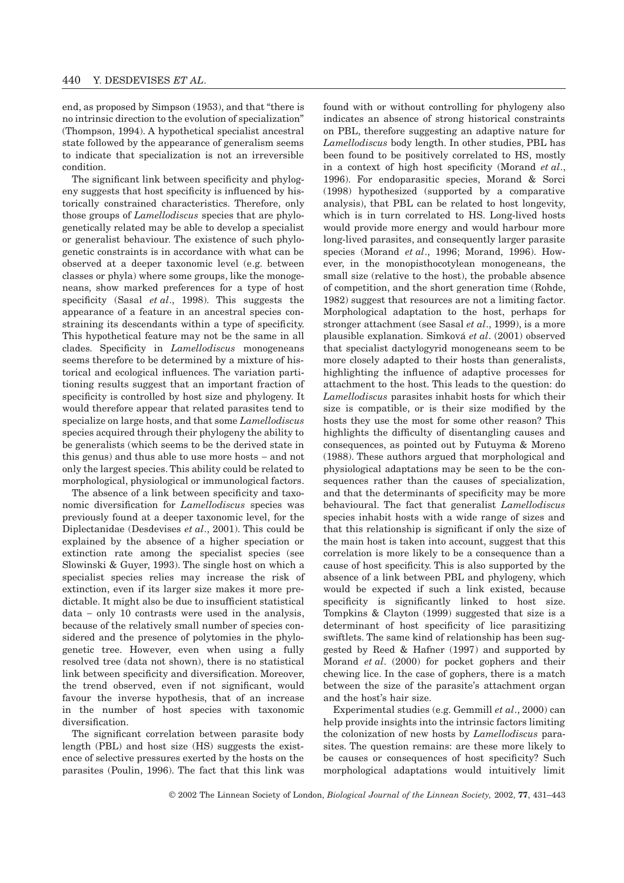end, as proposed by Simpson (1953), and that "there is no intrinsic direction to the evolution of specialization" (Thompson, 1994). A hypothetical specialist ancestral state followed by the appearance of generalism seems to indicate that specialization is not an irreversible condition.

The significant link between specificity and phylogeny suggests that host specificity is influenced by historically constrained characteristics. Therefore, only those groups of *Lamellodiscus* species that are phylogenetically related may be able to develop a specialist or generalist behaviour. The existence of such phylogenetic constraints is in accordance with what can be observed at a deeper taxonomic level (e.g. between classes or phyla) where some groups, like the monogeneans, show marked preferences for a type of host specificity (Sasal *et al*., 1998). This suggests the appearance of a feature in an ancestral species constraining its descendants within a type of specificity. This hypothetical feature may not be the same in all clades. Specificity in *Lamellodiscus* monogeneans seems therefore to be determined by a mixture of historical and ecological influences. The variation partitioning results suggest that an important fraction of specificity is controlled by host size and phylogeny. It would therefore appear that related parasites tend to specialize on large hosts, and that some *Lamellodiscus* species acquired through their phylogeny the ability to be generalists (which seems to be the derived state in this genus) and thus able to use more hosts – and not only the largest species. This ability could be related to morphological, physiological or immunological factors.

The absence of a link between specificity and taxonomic diversification for *Lamellodiscus* species was previously found at a deeper taxonomic level, for the Diplectanidae (Desdevises *et al*., 2001). This could be explained by the absence of a higher speciation or extinction rate among the specialist species (see Slowinski & Guyer, 1993). The single host on which a specialist species relies may increase the risk of extinction, even if its larger size makes it more predictable. It might also be due to insufficient statistical data – only 10 contrasts were used in the analysis, because of the relatively small number of species considered and the presence of polytomies in the phylogenetic tree. However, even when using a fully resolved tree (data not shown), there is no statistical link between specificity and diversification. Moreover, the trend observed, even if not significant, would favour the inverse hypothesis, that of an increase in the number of host species with taxonomic diversification.

The significant correlation between parasite body length (PBL) and host size (HS) suggests the existence of selective pressures exerted by the hosts on the parasites (Poulin, 1996). The fact that this link was found with or without controlling for phylogeny also indicates an absence of strong historical constraints on PBL, therefore suggesting an adaptive nature for *Lamellodiscus* body length. In other studies, PBL has been found to be positively correlated to HS, mostly in a context of high host specificity (Morand *et al*., 1996). For endoparasitic species, Morand & Sorci (1998) hypothesized (supported by a comparative analysis), that PBL can be related to host longevity, which is in turn correlated to HS. Long-lived hosts would provide more energy and would harbour more long-lived parasites, and consequently larger parasite species (Morand *et al*., 1996; Morand, 1996). However, in the monopisthocotylean monogeneans, the small size (relative to the host), the probable absence of competition, and the short generation time (Rohde, 1982) suggest that resources are not a limiting factor. Morphological adaptation to the host, perhaps for stronger attachment (see Sasal *et al*., 1999), is a more plausible explanation. Simková *et al*. (2001) observed that specialist dactylogyrid monogeneans seem to be more closely adapted to their hosts than generalists, highlighting the influence of adaptive processes for attachment to the host. This leads to the question: do *Lamellodiscus* parasites inhabit hosts for which their size is compatible, or is their size modified by the hosts they use the most for some other reason? This highlights the difficulty of disentangling causes and consequences, as pointed out by Futuyma & Moreno (1988). These authors argued that morphological and physiological adaptations may be seen to be the consequences rather than the causes of specialization, and that the determinants of specificity may be more behavioural. The fact that generalist *Lamellodiscus* species inhabit hosts with a wide range of sizes and that this relationship is significant if only the size of the main host is taken into account, suggest that this correlation is more likely to be a consequence than a cause of host specificity. This is also supported by the absence of a link between PBL and phylogeny, which would be expected if such a link existed, because specificity is significantly linked to host size. Tompkins & Clayton (1999) suggested that size is a determinant of host specificity of lice parasitizing swiftlets. The same kind of relationship has been suggested by Reed & Hafner (1997) and supported by Morand *et al*. (2000) for pocket gophers and their chewing lice. In the case of gophers, there is a match between the size of the parasite's attachment organ and the host's hair size.

Experimental studies (e.g. Gemmill *et al*., 2000) can help provide insights into the intrinsic factors limiting the colonization of new hosts by *Lamellodiscus* parasites. The question remains: are these more likely to be causes or consequences of host specificity? Such morphological adaptations would intuitively limit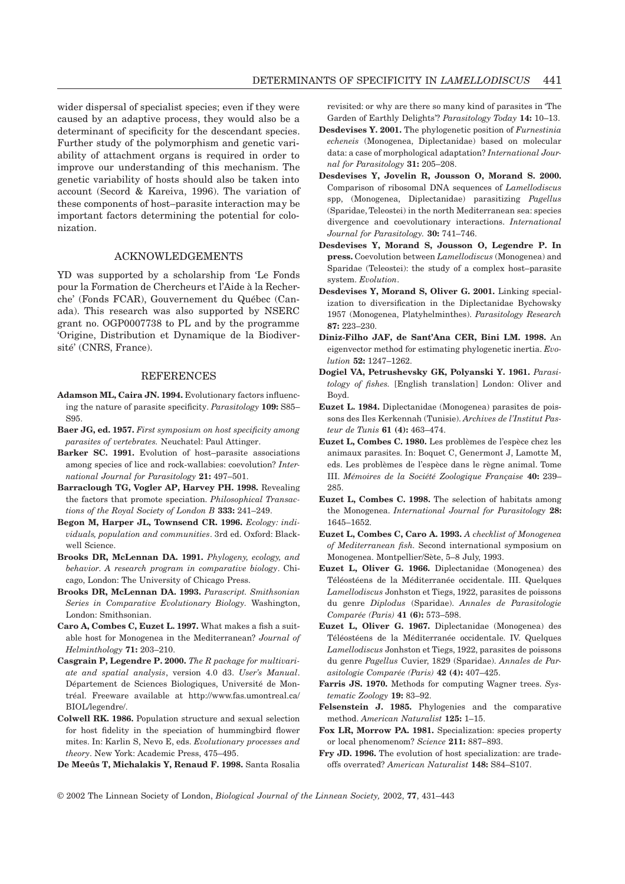wider dispersal of specialist species; even if they were caused by an adaptive process, they would also be a determinant of specificity for the descendant species. Further study of the polymorphism and genetic variability of attachment organs is required in order to improve our understanding of this mechanism. The genetic variability of hosts should also be taken into account (Secord & Kareiva, 1996). The variation of these components of host–parasite interaction may be important factors determining the potential for colonization.

## ACKNOWLEDGEMENTS

YD was supported by a scholarship from 'Le Fonds pour la Formation de Chercheurs et l'Aide à la Recherche' (Fonds FCAR), Gouvernement du Québec (Canada). This research was also supported by NSERC grant no. OGP0007738 to PL and by the programme 'Origine, Distribution et Dynamique de la Biodiversité' (CNRS, France).

## REFERENCES

**Adamson ML, Caira JN. 1994.** Evolutionary factors influencing the nature of parasite specificity. *Parasitology* **109:** S85–S95.

**Baer JG, ed. 1957.** *First symposium on host specificity among parasites of vertebrates.* Neuchatel: Paul Attinger.

**Barker SC. 1991.** Evolution of host–parasite associations among species of lice and rock-wallabies: coevolution? *International Journal for Parasitology* **21:** 497–501.

**Barraclough TG, Vogler AP, Harvey PH. 1998.** Revealing the factors that promote speciation. *Philosophical Transactions of the Royal Society of London B* **333:** 241–249.

**Begon M, Harper JL, Townsend CR. 1996.** *Ecology: individuals, population and communities*. 3rd ed. Oxford: Blackwell Science.

**Brooks DR, McLennan DA. 1991.** *Phylogeny, ecology, and behavior. A research program in comparative biology*. Chicago, London: The University of Chicago Press.

**Brooks DR, McLennan DA. 1993.** *Parascript. Smithsonian Series in Comparative Evolutionary Biology.* Washington, London: Smithsonian.

**Caro A, Combes C, Euzet L. 1997.** What makes a fish a suitable host for Monogenea in the Mediterranean? *Journal of Helminthology* **71:** 203–210.

**Casgrain P, Legendre P. 2000.** *The R package for multivariate and spatial analysis*, version 4.0 d3. *User's Manual*. Département de Sciences Biologiques, Université de Montréal. Freeware available at http://www.fas.umontreal.ca/BIOL/legendre/.

**Colwell RK. 1986.** Population structure and sexual selection for host fidelity in the speciation of hummingbird flower mites. In: Karlin S, Nevo E, eds. *Evolutionary processes and theory*. New York: Academic Press, 475–495.

**De Meeûs T, Michalakis Y, Renaud F. 1998.** Santa Rosalia revisited: or why are there so many kind of parasites in 'The Garden of Earthly Delights'? *Parasitology Today* **14:** 10–13.

**Desdevises Y. 2001.** The phylogenetic position of *Furnestinia echeneis* (Monogenea, Diplectanidae) based on molecular data: a case of morphological adaptation? *International Journal for Parasitology* **31:** 205–208.

**Desdevises Y, Jovelin R, Jousson O, Morand S. 2000.** Comparison of ribosomal DNA sequences of *Lamellodiscus* spp, (Monogenea, Diplectanidae) parasitizing *Pagellus* (Sparidae, Teleostei) in the north Mediterranean sea: species divergence and coevolutionary interactions. *International Journal for Parasitology.* **30:** 741–746.

**Desdevises Y, Morand S, Jousson O, Legendre P. In press.** Coevolution between *Lamellodiscus* (Monogenea) and Sparidae (Teleostei): the study of a complex host–parasite system. *Evolution*.

**Desdevises Y, Morand S, Oliver G. 2001.** Linking specialization to diversification in the Diplectanidae Bychowsky 1957 (Monogenea, Platyhelminthes). *Parasitology Research* **87:** 223–230.

**Diniz-Filho JAF, de Sant'Ana CER, Bini LM. 1998.** An eigenvector method for estimating phylogenetic inertia. *Evolution* **52:** 1247–1262.

**Dogiel VA, Petrushevsky GK, Polyanski Y. 1961.** *Parasitology of fishes.* [English translation] London: Oliver and Boyd.

**Euzet L. 1984.** Diplectanidae (Monogenea) parasites de poissons des Iles Kerkennah (Tunisie). *Archives de l'Institut Pasteur de Tunis* **61 (4):** 463–474.

**Euzet L, Combes C. 1980.** Les problèmes de l'espèce chez les animaux parasites. In: Boquet C, Genermont J, Lamotte M, eds. Les problèmes de l'espèce dans le règne animal. Tome III. *Mémoires de la Société Zoologique Française* **40:** 239–285.

**Euzet L, Combes C. 1998.** The selection of habitats among the Monogenea. *International Journal for Parasitology* **28:** 1645–1652.

**Euzet L, Combes C, Caro A. 1993.** *A checklist of Monogenea of Mediterranean fish.* Second international symposium on Monogenea. Montpellier/Sète, 5–8 July, 1993.

**Euzet L, Oliver G. 1966.** Diplectanidae (Monogenea) des Téléostéens de la Méditerranée occidentale. III. Quelques *Lamellodiscus* Jonhston et Tiegs, 1922, parasites de poissons du genre *Diplodus* (Sparidae). *Annales de Parasitologie Comparée (Paris)* **41 (6):** 573–598.

**Euzet L, Oliver G. 1967.** Diplectanidae (Monogenea) des Téléostéens de la Méditerranée occidentale. IV. Quelques *Lamellodiscus* Jonhston et Tiegs, 1922, parasites de poissons du genre *Pagellus* Cuvier, 1829 (Sparidae). *Annales de Parasitologie Comparée (Paris)* **42 (4):** 407–425.

**Farris JS. 1970.** Methods for computing Wagner trees. *Systematic Zoology* **19:** 83–92.

**Felsenstein J. 1985.** Phylogenies and the comparative method. *American Naturalist* **125:** 1–15.

**Fox LR, Morrow PA. 1981.** Specialization: species property or local phenomenon? *Science* **211:** 887–893.

**Fry JD. 1996.** The evolution of host specialization: are tradeoffs overrated? *American Naturalist* **148:** S84–S107.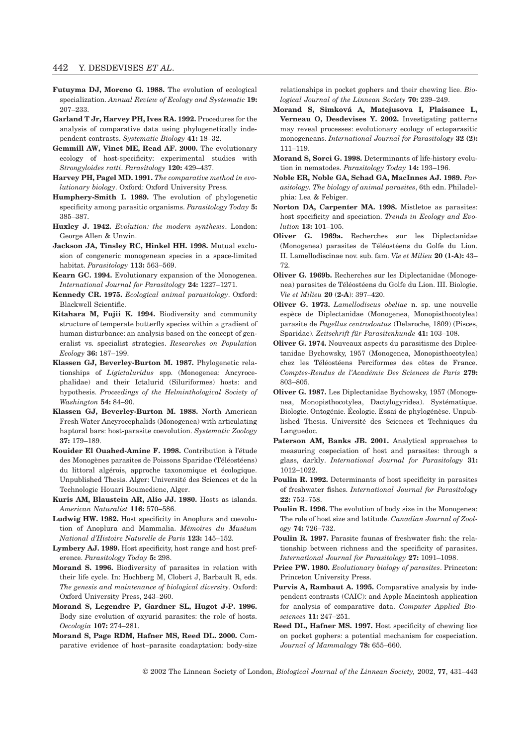**Futuyma DJ, Moreno G. 1988.** The evolution of ecological specialization. *Annual Review of Ecology and Systematic* **19:** 207–233.

**Garland T Jr, Harvey PH, Ives RA. 1992.** Procedures for the analysis of comparative data using phylogenetically independent contrasts. *Systematic Biology* **41:** 18–32.

**Gemmill AW, Vinet ME, Read AF. 2000.** The evolutionary ecology of host-specificity: experimental studies with *Strongyloides ratti*. *Parasitology* **120:** 429–437.

**Harvey PH, Pagel MD. 1991.** *The comparative method in evolutionary biology*. Oxford: Oxford University Press.

**Humphery-Smith I. 1989.** The evolution of phylogenetic specificity among parasitic organisms. *Parasitology Today* **5:** 385–387.

**Huxley J. 1942.** *Evolution: the modern synthesis*. London: George Allen & Unwin.

**Jackson JA, Tinsley RC, Hinkel HH. 1998.** Mutual exclusion of congeneric monogenean species in a space-limited habitat. *Parasitology* **113:** 563–569.

**Kearn GC. 1994.** Evolutionary expansion of the Monogenea. *International Journal for Parasitology* **24:** 1227–1271.

**Kennedy CR. 1975.** *Ecological animal parasitology*. Oxford: Blackwell Scientific.

**Kitahara M, Fujii K. 1994.** Biodiversity and community structure of temperate butterfly species within a gradient of human disturbance: an analysis based on the concept of generalist vs. specialist strategies. *Researches on Population Ecology* **36:** 187–199.

**Klassen GJ, Beverley-Burton M. 1987.** Phylogenetic relationships of *Ligictaluridus* spp. (Monogenea: Ancyrocephalidae) and their Ictalurid (Siluriformes) hosts: and hypothesis. *Proceedings of the Helminthological Society of Washington* **54:** 84–90.

**Klassen GJ, Beverley-Burton M. 1988.** North American Fresh Water Ancyrocephalids (Monogenea) with articulating haptoral bars: host-parasite coevolution. *Systematic Zoology* **37:** 179–189.

**Kouider El Ouahed-Amine F. 1998.** Contribution à l'étude des Monogènes parasites de Poissons Sparidae (Téléostéens) du littoral algérois, approche taxonomique et écologique. Unpublished Thesis. Alger: Université des Sciences et de la Technologie Houari Boumediene, Alger.

**Kuris AM, Blaustein AR, Alio JJ. 1980.** Hosts as islands. *American Naturalist* **116:** 570–586.

**Ludwig HW. 1982.** Host specificity in Anoplura and coevolution of Anoplura and Mammalia. *Mémoires du Muséum National d'Histoire Naturelle de Paris* **123:** 145–152.

**Lymbery AJ. 1989.** Host specificity, host range and host preference. *Parasitology Today* **5:** 298.

**Morand S. 1996.** Biodiversity of parasites in relation with their life cycle. In: Hochberg M, Clobert J, Barbault R, eds. *The genesis and maintenance of biological diversity*. Oxford: Oxford University Press, 243–260.

**Morand S, Legendre P, Gardner SL, Hugot J-P. 1996.** Body size evolution of oxyurid parasites: the role of hosts. *Oecologia* **107:** 274–281.

**Morand S, Page RDM, Hafner MS, Reed DL. 2000.** Comparative evidence of host–parasite coadaptation: body-size relationships in pocket gophers and their chewing lice. *Biological Journal of the Linnean Society* **70:** 239–249.

**Morand S, Simková A, Matejusova I, Plaisance L, Verneau O, Desdevises Y. 2002.** Investigating patterns may reveal processes: evolutionary ecology of ectoparasitic monogeneans. *International Journal for Parasitology* **32 (2):** 111–119.

**Morand S, Sorci G. 1998.** Determinants of life-history evolution in nematodes. *Parasitology Today* **14:** 193–196.

**Noble ER, Noble GA, Schad GA, MacInnes AJ. 1989.** *Parasitology. The biology of animal parasites*, 6th edn. Philadelphia: Lea & Febiger.

**Norton DA, Carpenter MA. 1998.** Mistletoe as parasites: host specificity and speciation. *Trends in Ecology and Evolution* **13:** 101–105.

**Oliver G. 1969a.** Recherches sur les Diplectanidae (Monogenea) parasites de Téléostéens du Golfe du Lion. II. Lamellodiscinae nov. sub. fam. *Vie et Milieu* **20 (1-A):** 43–72.

**Oliver G. 1969b.** Recherches sur les Diplectanidae (Monogenea) parasites de Téléostéens du Golfe du Lion. III. Biologie. *Vie et Milieu* **20 (2-A)**: 397–420.

**Oliver G. 1973.** *Lamellodiscus obeliae* n. sp. une nouvelle espèce de Diplectanidae (Monogenea, Monopisthocotylea) parasite de *Pagellus centrodontus* (Delaroche, 1809) (Pisces, Sparidae). *Zeitschrift für Parasitenkunde* **41:** 103–108.

**Oliver G. 1974.** Nouveaux aspects du parasitisme des Diplectanidae Bychowsky, 1957 (Monogenea, Monopisthocotylea) chez les Téléostéens Perciformes des côtes de France. *Comptes-Rendus de l'Académie Des Sciences de Paris* **279:** 803–805.

**Oliver G. 1987.** Les Diplectanidae Bychowsky, 1957 (Monogenea, Monopisthocotylea, Dactylogyridea). Systématique. Biologie. Ontogénie. Écologie. Essai de phylogénèse. Unpublished Thesis. Université des Sciences et Techniques du Languedoc.

**Paterson AM, Banks JB. 2001.** Analytical approaches to measuring cospeciation of host and parasites: through a glass, darkly. *International Journal for Parasitology* **31:** 1012–1022.

**Poulin R. 1992.** Determinants of host specificity in parasites of freshwater fishes. *International Journal for Parasitology* **22:** 753–758.

**Poulin R. 1996.** The evolution of body size in the Monogenea: The role of host size and latitude. *Canadian Journal of Zoology* **74:** 726–732.

**Poulin R. 1997.** Parasite faunas of freshwater fish: the relationship between richness and the specificity of parasites. *International Journal for Parasitology* **27:** 1091–1098.

**Price PW. 1980.** *Evolutionary biology of parasites*. Princeton: Princeton University Press.

**Purvis A, Rambaut A. 1995.** Comparative analysis by independent contrasts (CAIC): and Apple Macintosh application for analysis of comparative data. *Computer Applied Biosciences* **11:** 247–251.

**Reed DL, Hafner MS. 1997.** Host specificity of chewing lice on pocket gophers: a potential mechanism for cospeciation. *Journal of Mammalogy* **78:** 655–660.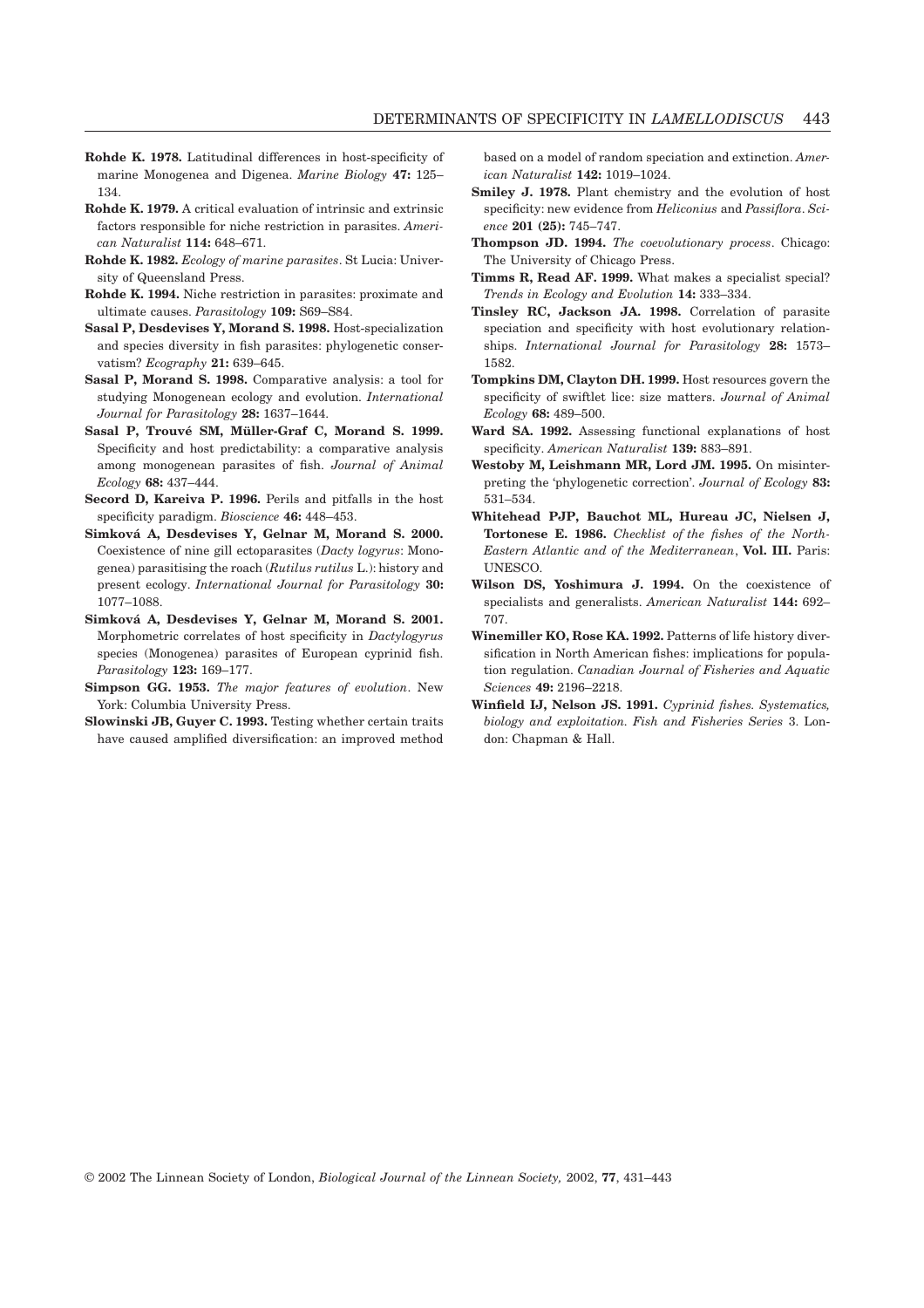**Rohde K. 1978.** Latitudinal differences in host-specificity of marine Monogenea and Digenea. *Marine Biology* **47:** 125–134.

**Rohde K. 1979.** A critical evaluation of intrinsic and extrinsic factors responsible for niche restriction in parasites. *American Naturalist* **114:** 648–671.

**Rohde K. 1982.** *Ecology of marine parasites*. St Lucia: University of Queensland Press.

**Rohde K. 1994.** Niche restriction in parasites: proximate and ultimate causes. *Parasitology* **109:** S69–S84.

**Sasal P, Desdevises Y, Morand S. 1998.** Host-specialization and species diversity in fish parasites: phylogenetic conservatism? *Ecography* **21:** 639–645.

**Sasal P, Morand S. 1998.** Comparative analysis: a tool for studying Monogenean ecology and evolution. *International Journal for Parasitology* **28:** 1637–1644.

**Sasal P, Trouvé SM, Müller-Graf C, Morand S. 1999.** Specificity and host predictability: a comparative analysis among monogenean parasites of fish. *Journal of Animal Ecology* **68:** 437–444.

**Secord D, Kareiva P. 1996.** Perils and pitfalls in the host specificity paradigm. *Bioscience* **46:** 448–453.

**Simková A, Desdevises Y, Gelnar M, Morand S. 2000.** Coexistence of nine gill ectoparasites (*Dacty logyrus*: Monogenea) parasitising the roach (*Rutilus rutilus* L.): history and present ecology. *International Journal for Parasitology* **30:** 1077–1088.

**Simková A, Desdevises Y, Gelnar M, Morand S. 2001.** Morphometric correlates of host specificity in *Dactylogyrus* species (Monogenea) parasites of European cyprinid fish. *Parasitology* **123:** 169–177.

**Simpson GG. 1953.** *The major features of evolution*. New York: Columbia University Press.

**Slowinski JB, Guyer C. 1993.** Testing whether certain traits have caused amplified diversification: an improved method based on a model of random speciation and extinction. *American Naturalist* **142:** 1019–1024.

**Smiley J. 1978.** Plant chemistry and the evolution of host specificity: new evidence from *Heliconius* and *Passiflora*. *Science* **201 (25):** 745–747.

**Thompson JD. 1994.** *The coevolutionary process*. Chicago: The University of Chicago Press.

**Timms R, Read AF. 1999.** What makes a specialist special? *Trends in Ecology and Evolution* **14:** 333–334.

**Tinsley RC, Jackson JA. 1998.** Correlation of parasite speciation and specificity with host evolutionary relationships. *International Journal for Parasitology* **28:** 1573–1582.

**Tompkins DM, Clayton DH. 1999.** Host resources govern the specificity of swiftlet lice: size matters. *Journal of Animal Ecology* **68:** 489–500.

**Ward SA. 1992.** Assessing functional explanations of host specificity. *American Naturalist* **139:** 883–891.

**Westoby M, Leishmann MR, Lord JM. 1995.** On misinterpreting the 'phylogenetic correction'. *Journal of Ecology* **83:** 531–534.

**Whitehead PJP, Bauchot ML, Hureau JC, Nielsen J, Tortonese E. 1986.** *Checklist of the fishes of the North-Eastern Atlantic and of the Mediterranean*, **Vol. III.** Paris: UNESCO.

**Wilson DS, Yoshimura J. 1994.** On the coexistence of specialists and generalists. *American Naturalist* **144:** 692–707.

**Winemiller KO, Rose KA. 1992.** Patterns of life history diversification in North American fishes: implications for population regulation. *Canadian Journal of Fisheries and Aquatic Sciences* **49:** 2196–2218.

**Winfield IJ, Nelson JS. 1991.** *Cyprinid fishes. Systematics, biology and exploitation. Fish and Fisheries Series* 3. London: Chapman & Hall.